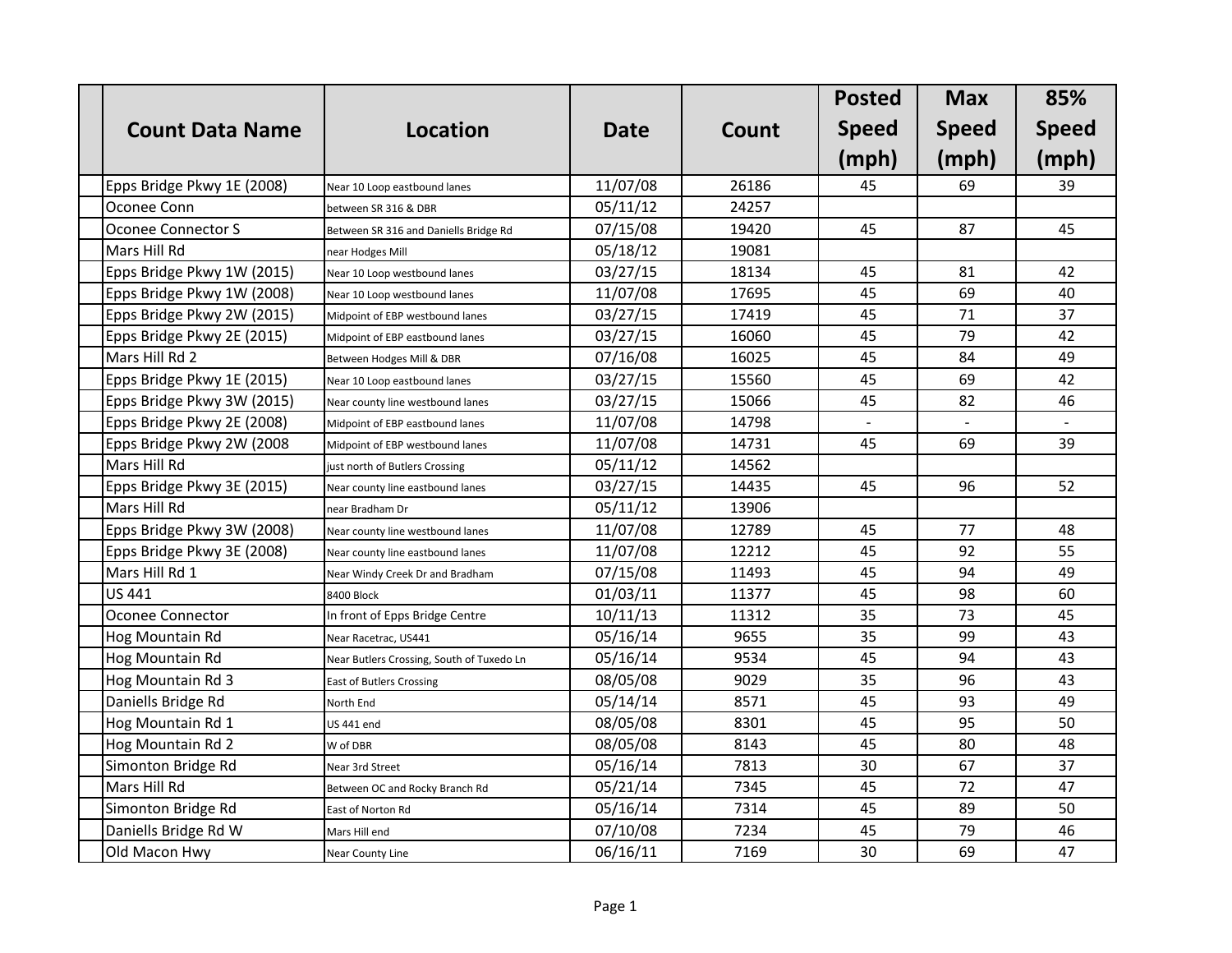| | Count Data Name | Location | Date | Count | Posted Speed (mph) | Max Speed (mph) | 85% Speed (mph) |
|---|---|---|---|---|---|---|---|
| | Epps Bridge Pkwy 1E (2008) | Near 10 Loop eastbound lanes | 11/07/08 | 26186 | 45 | 69 | 39 |
| | Oconee Conn | between SR 316 & DBR | 05/11/12 | 24257 | | | |
| | Oconee Connector S | Between SR 316 and Daniells Bridge Rd | 07/15/08 | 19420 | 45 | 87 | 45 |
| | Mars Hill Rd | near Hodges Mill | 05/18/12 | 19081 | | | |
| | Epps Bridge Pkwy 1W (2015) | Near 10 Loop westbound lanes | 03/27/15 | 18134 | 45 | 81 | 42 |
| | Epps Bridge Pkwy 1W (2008) | Near 10 Loop westbound lanes | 11/07/08 | 17695 | 45 | 69 | 40 |
| | Epps Bridge Pkwy 2W (2015) | Midpoint of EBP westbound lanes | 03/27/15 | 17419 | 45 | 71 | 37 |
| | Epps Bridge Pkwy 2E (2015) | Midpoint of EBP eastbound lanes | 03/27/15 | 16060 | 45 | 79 | 42 |
| | Mars Hill Rd 2 | Between Hodges Mill & DBR | 07/16/08 | 16025 | 45 | 84 | 49 |
| | Epps Bridge Pkwy 1E (2015) | Near 10 Loop eastbound lanes | 03/27/15 | 15560 | 45 | 69 | 42 |
| | Epps Bridge Pkwy 3W (2015) | Near county line westbound lanes | 03/27/15 | 15066 | 45 | 82 | 46 |
| | Epps Bridge Pkwy 2E (2008) | Midpoint of EBP eastbound lanes | 11/07/08 | 14798 | - | - | - |
| | Epps Bridge Pkwy 2W (2008 | Midpoint of EBP westbound lanes | 11/07/08 | 14731 | 45 | 69 | 39 |
| | Mars Hill Rd | just north of Butlers Crossing | 05/11/12 | 14562 | | | |
| | Epps Bridge Pkwy 3E (2015) | Near county line eastbound lanes | 03/27/15 | 14435 | 45 | 96 | 52 |
| | Mars Hill Rd | near Bradham Dr | 05/11/12 | 13906 | | | |
| | Epps Bridge Pkwy 3W (2008) | Near county line westbound lanes | 11/07/08 | 12789 | 45 | 77 | 48 |
| | Epps Bridge Pkwy 3E (2008) | Near county line eastbound lanes | 11/07/08 | 12212 | 45 | 92 | 55 |
| | Mars Hill Rd 1 | Near Windy Creek Dr and Bradham | 07/15/08 | 11493 | 45 | 94 | 49 |
| | US 441 | 8400 Block | 01/03/11 | 11377 | 45 | 98 | 60 |
| | Oconee Connector | In front of Epps Bridge Centre | 10/11/13 | 11312 | 35 | 73 | 45 |
| | Hog Mountain Rd | Near Racetrac, US441 | 05/16/14 | 9655 | 35 | 99 | 43 |
| | Hog Mountain Rd | Near Butlers Crossing, South of Tuxedo Ln | 05/16/14 | 9534 | 45 | 94 | 43 |
| | Hog Mountain Rd 3 | East of Butlers Crossing | 08/05/08 | 9029 | 35 | 96 | 43 |
| | Daniells Bridge Rd | North End | 05/14/14 | 8571 | 45 | 93 | 49 |
| | Hog Mountain Rd 1 | US 441 end | 08/05/08 | 8301 | 45 | 95 | 50 |
| | Hog Mountain Rd 2 | W of DBR | 08/05/08 | 8143 | 45 | 80 | 48 |
| | Simonton Bridge Rd | Near 3rd Street | 05/16/14 | 7813 | 30 | 67 | 37 |
| | Mars Hill Rd | Between OC and Rocky Branch Rd | 05/21/14 | 7345 | 45 | 72 | 47 |
| | Simonton Bridge Rd | East of Norton Rd | 05/16/14 | 7314 | 45 | 89 | 50 |
| | Daniells Bridge Rd W | Mars Hill end | 07/10/08 | 7234 | 45 | 79 | 46 |
| | Old Macon Hwy | Near County Line | 06/16/11 | 7169 | 30 | 69 | 47 |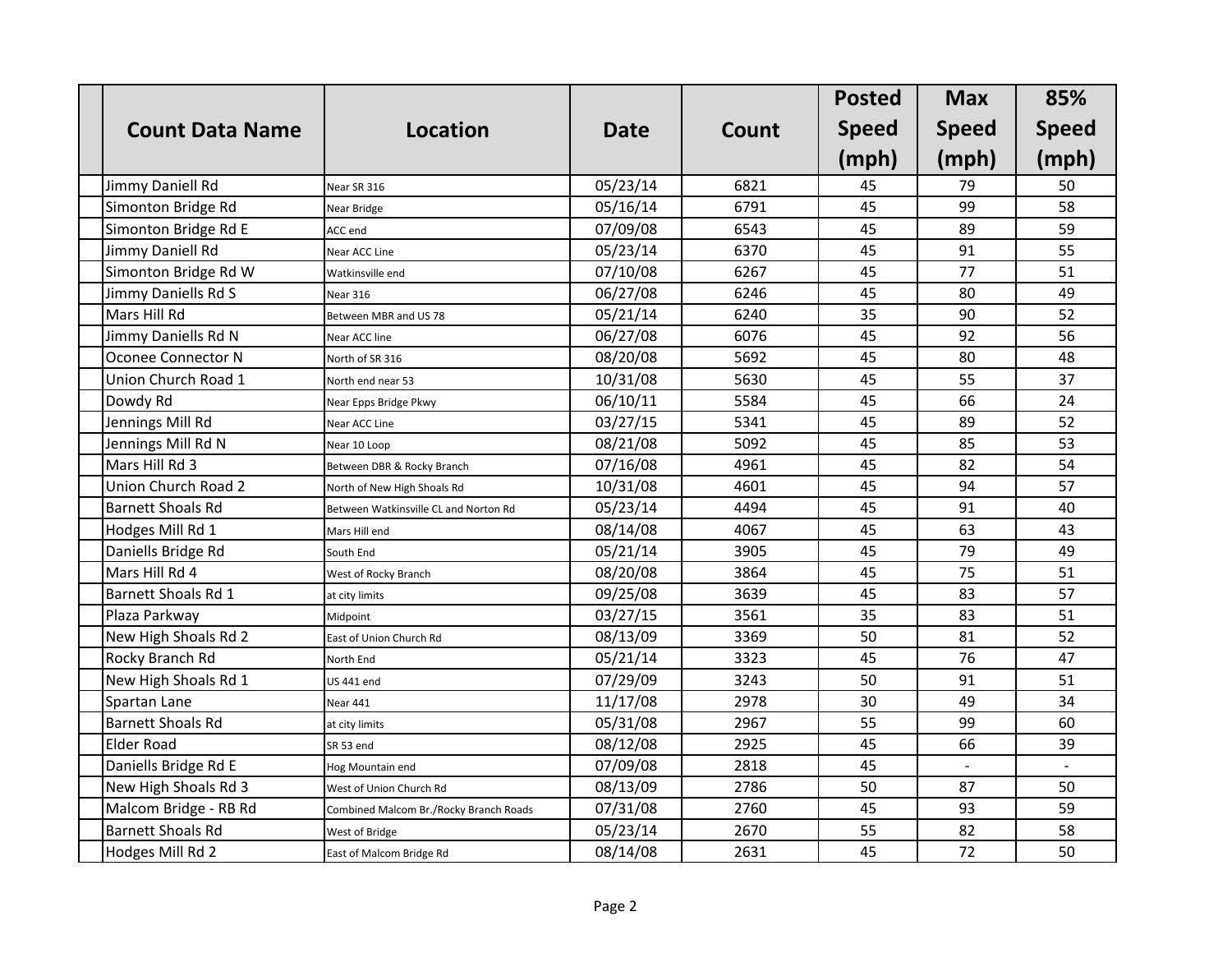| Count Data Name | Location | Date | Count | Posted Speed (mph) | Max Speed (mph) | 85% Speed (mph) |
|---|---|---|---|---|---|---|
| Jimmy Daniell Rd | Near SR 316 | 05/23/14 | 6821 | 45 | 79 | 50 |
| Simonton Bridge Rd | Near Bridge | 05/16/14 | 6791 | 45 | 99 | 58 |
| Simonton Bridge Rd E | ACC end | 07/09/08 | 6543 | 45 | 89 | 59 |
| Jimmy Daniell Rd | Near ACC Line | 05/23/14 | 6370 | 45 | 91 | 55 |
| Simonton Bridge Rd W | Watkinsville end | 07/10/08 | 6267 | 45 | 77 | 51 |
| Jimmy Daniells Rd S | Near 316 | 06/27/08 | 6246 | 45 | 80 | 49 |
| Mars Hill Rd | Between MBR and US 78 | 05/21/14 | 6240 | 35 | 90 | 52 |
| Jimmy Daniells Rd N | Near ACC line | 06/27/08 | 6076 | 45 | 92 | 56 |
| Oconee Connector N | North of SR 316 | 08/20/08 | 5692 | 45 | 80 | 48 |
| Union Church Road 1 | North end near 53 | 10/31/08 | 5630 | 45 | 55 | 37 |
| Dowdy Rd | Near Epps Bridge Pkwy | 06/10/11 | 5584 | 45 | 66 | 24 |
| Jennings Mill Rd | Near ACC Line | 03/27/15 | 5341 | 45 | 89 | 52 |
| Jennings Mill Rd N | Near 10 Loop | 08/21/08 | 5092 | 45 | 85 | 53 |
| Mars Hill Rd 3 | Between DBR & Rocky Branch | 07/16/08 | 4961 | 45 | 82 | 54 |
| Union Church Road 2 | North of New High Shoals Rd | 10/31/08 | 4601 | 45 | 94 | 57 |
| Barnett Shoals Rd | Between Watkinsville CL and Norton Rd | 05/23/14 | 4494 | 45 | 91 | 40 |
| Hodges Mill Rd 1 | Mars Hill end | 08/14/08 | 4067 | 45 | 63 | 43 |
| Daniells Bridge Rd | South End | 05/21/14 | 3905 | 45 | 79 | 49 |
| Mars Hill Rd 4 | West of Rocky Branch | 08/20/08 | 3864 | 45 | 75 | 51 |
| Barnett Shoals Rd 1 | at city limits | 09/25/08 | 3639 | 45 | 83 | 57 |
| Plaza Parkway | Midpoint | 03/27/15 | 3561 | 35 | 83 | 51 |
| New High Shoals Rd 2 | East of Union Church Rd | 08/13/09 | 3369 | 50 | 81 | 52 |
| Rocky Branch Rd | North End | 05/21/14 | 3323 | 45 | 76 | 47 |
| New High Shoals Rd 1 | US 441 end | 07/29/09 | 3243 | 50 | 91 | 51 |
| Spartan Lane | Near 441 | 11/17/08 | 2978 | 30 | 49 | 34 |
| Barnett Shoals Rd | at city limits | 05/31/08 | 2967 | 55 | 99 | 60 |
| Elder Road | SR 53 end | 08/12/08 | 2925 | 45 | 66 | 39 |
| Daniells Bridge Rd E | Hog Mountain end | 07/09/08 | 2818 | 45 | - | - |
| New High Shoals Rd 3 | West of Union Church Rd | 08/13/09 | 2786 | 50 | 87 | 50 |
| Malcom Bridge - RB Rd | Combined Malcom Br./Rocky Branch Roads | 07/31/08 | 2760 | 45 | 93 | 59 |
| Barnett Shoals Rd | West of Bridge | 05/23/14 | 2670 | 55 | 82 | 58 |
| Hodges Mill Rd 2 | East of Malcom Bridge Rd | 08/14/08 | 2631 | 45 | 72 | 50 |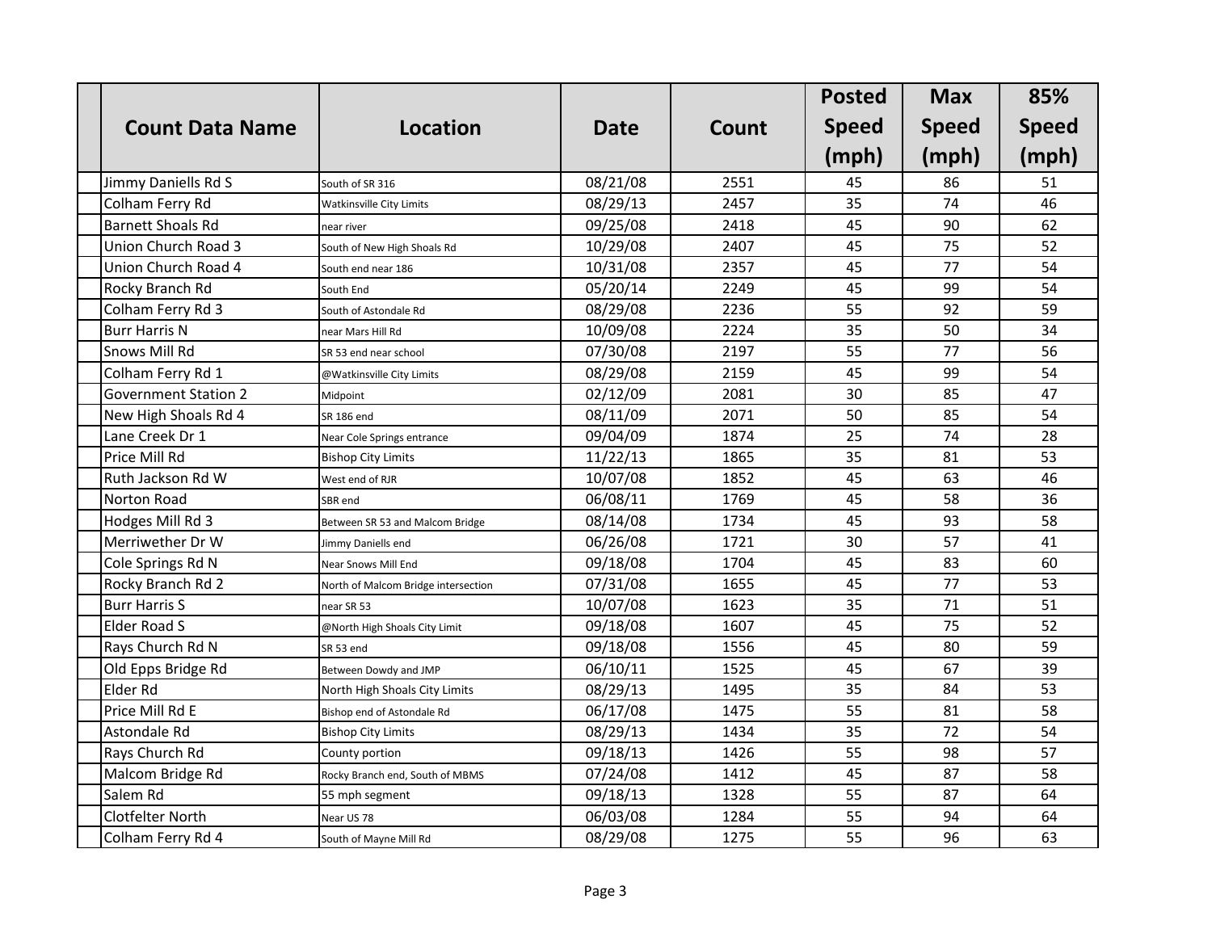| Count Data Name | Location | Date | Count | Posted Speed (mph) | Max Speed (mph) | 85% Speed (mph) |
|---|---|---|---|---|---|---|
| Jimmy Daniells Rd S | South of SR 316 | 08/21/08 | 2551 | 45 | 86 | 51 |
| Colham Ferry Rd | Watkinsville City Limits | 08/29/13 | 2457 | 35 | 74 | 46 |
| Barnett Shoals Rd | near river | 09/25/08 | 2418 | 45 | 90 | 62 |
| Union Church Road 3 | South of New High Shoals Rd | 10/29/08 | 2407 | 45 | 75 | 52 |
| Union Church Road 4 | South end near 186 | 10/31/08 | 2357 | 45 | 77 | 54 |
| Rocky Branch Rd | South End | 05/20/14 | 2249 | 45 | 99 | 54 |
| Colham Ferry Rd 3 | South of Astondale Rd | 08/29/08 | 2236 | 55 | 92 | 59 |
| Burr Harris N | near Mars Hill Rd | 10/09/08 | 2224 | 35 | 50 | 34 |
| Snows Mill Rd | SR 53 end near school | 07/30/08 | 2197 | 55 | 77 | 56 |
| Colham Ferry Rd 1 | @Watkinsville City Limits | 08/29/08 | 2159 | 45 | 99 | 54 |
| Government Station 2 | Midpoint | 02/12/09 | 2081 | 30 | 85 | 47 |
| New High Shoals Rd 4 | SR 186 end | 08/11/09 | 2071 | 50 | 85 | 54 |
| Lane Creek Dr 1 | Near Cole Springs entrance | 09/04/09 | 1874 | 25 | 74 | 28 |
| Price Mill Rd | Bishop City Limits | 11/22/13 | 1865 | 35 | 81 | 53 |
| Ruth Jackson Rd W | West end of RJR | 10/07/08 | 1852 | 45 | 63 | 46 |
| Norton Road | SBR end | 06/08/11 | 1769 | 45 | 58 | 36 |
| Hodges Mill Rd 3 | Between SR 53 and Malcom Bridge | 08/14/08 | 1734 | 45 | 93 | 58 |
| Merriwether Dr W | Jimmy Daniells end | 06/26/08 | 1721 | 30 | 57 | 41 |
| Cole Springs Rd N | Near Snows Mill End | 09/18/08 | 1704 | 45 | 83 | 60 |
| Rocky Branch Rd 2 | North of Malcom Bridge intersection | 07/31/08 | 1655 | 45 | 77 | 53 |
| Burr Harris S | near SR 53 | 10/07/08 | 1623 | 35 | 71 | 51 |
| Elder Road S | @North High Shoals City Limit | 09/18/08 | 1607 | 45 | 75 | 52 |
| Rays Church Rd N | SR 53 end | 09/18/08 | 1556 | 45 | 80 | 59 |
| Old Epps Bridge Rd | Between Dowdy and JMP | 06/10/11 | 1525 | 45 | 67 | 39 |
| Elder Rd | North High Shoals City Limits | 08/29/13 | 1495 | 35 | 84 | 53 |
| Price Mill Rd E | Bishop end of Astondale Rd | 06/17/08 | 1475 | 55 | 81 | 58 |
| Astondale Rd | Bishop City Limits | 08/29/13 | 1434 | 35 | 72 | 54 |
| Rays Church Rd | County portion | 09/18/13 | 1426 | 55 | 98 | 57 |
| Malcom Bridge Rd | Rocky Branch end, South of MBMS | 07/24/08 | 1412 | 45 | 87 | 58 |
| Salem Rd | 55 mph segment | 09/18/13 | 1328 | 55 | 87 | 64 |
| Clotfelter North | Near US 78 | 06/03/08 | 1284 | 55 | 94 | 64 |
| Colham Ferry Rd 4 | South of Mayne Mill Rd | 08/29/08 | 1275 | 55 | 96 | 63 |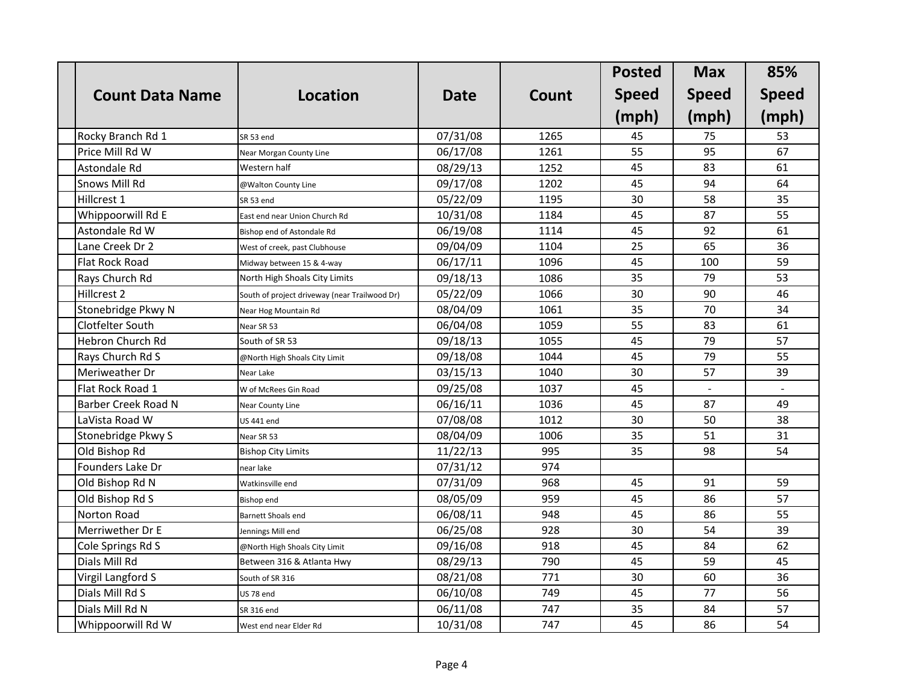| Count Data Name | Location | Date | Count | Posted Speed (mph) | Max Speed (mph) | 85% Speed (mph) |
|---|---|---|---|---|---|---|
| Rocky Branch Rd 1 | SR 53 end | 07/31/08 | 1265 | 45 | 75 | 53 |
| Price Mill Rd W | Near Morgan County Line | 06/17/08 | 1261 | 55 | 95 | 67 |
| Astondale Rd | Western half | 08/29/13 | 1252 | 45 | 83 | 61 |
| Snows Mill Rd | @Walton County Line | 09/17/08 | 1202 | 45 | 94 | 64 |
| Hillcrest 1 | SR 53 end | 05/22/09 | 1195 | 30 | 58 | 35 |
| Whippoorwill Rd E | East end near Union Church Rd | 10/31/08 | 1184 | 45 | 87 | 55 |
| Astondale Rd W | Bishop end of Astondale Rd | 06/19/08 | 1114 | 45 | 92 | 61 |
| Lane Creek Dr 2 | West of creek, past Clubhouse | 09/04/09 | 1104 | 25 | 65 | 36 |
| Flat Rock Road | Midway between 15 & 4-way | 06/17/11 | 1096 | 45 | 100 | 59 |
| Rays Church Rd | North High Shoals City Limits | 09/18/13 | 1086 | 35 | 79 | 53 |
| Hillcrest 2 | South of project driveway (near Trailwood Dr) | 05/22/09 | 1066 | 30 | 90 | 46 |
| Stonebridge Pkwy N | Near Hog Mountain Rd | 08/04/09 | 1061 | 35 | 70 | 34 |
| Clotfelter South | Near SR 53 | 06/04/08 | 1059 | 55 | 83 | 61 |
| Hebron Church Rd | South of SR 53 | 09/18/13 | 1055 | 45 | 79 | 57 |
| Rays Church Rd S | @North High Shoals City Limit | 09/18/08 | 1044 | 45 | 79 | 55 |
| Meriweather Dr | Near Lake | 03/15/13 | 1040 | 30 | 57 | 39 |
| Flat Rock Road 1 | W of McRees Gin Road | 09/25/08 | 1037 | 45 | - | - |
| Barber Creek Road N | Near County Line | 06/16/11 | 1036 | 45 | 87 | 49 |
| LaVista Road W | US 441 end | 07/08/08 | 1012 | 30 | 50 | 38 |
| Stonebridge Pkwy S | Near SR 53 | 08/04/09 | 1006 | 35 | 51 | 31 |
| Old Bishop Rd | Bishop City Limits | 11/22/13 | 995 | 35 | 98 | 54 |
| Founders Lake Dr | near lake | 07/31/12 | 974 | | | |
| Old Bishop Rd N | Watkinsville end | 07/31/09 | 968 | 45 | 91 | 59 |
| Old Bishop Rd S | Bishop end | 08/05/09 | 959 | 45 | 86 | 57 |
| Norton Road | Barnett Shoals end | 06/08/11 | 948 | 45 | 86 | 55 |
| Merriwether Dr E | Jennings Mill end | 06/25/08 | 928 | 30 | 54 | 39 |
| Cole Springs Rd S | @North High Shoals City Limit | 09/16/08 | 918 | 45 | 84 | 62 |
| Dials Mill Rd | Between 316 & Atlanta Hwy | 08/29/13 | 790 | 45 | 59 | 45 |
| Virgil Langford S | South of SR 316 | 08/21/08 | 771 | 30 | 60 | 36 |
| Dials Mill Rd S | US 78 end | 06/10/08 | 749 | 45 | 77 | 56 |
| Dials Mill Rd N | SR 316 end | 06/11/08 | 747 | 35 | 84 | 57 |
| Whippoorwill Rd W | West end near Elder Rd | 10/31/08 | 747 | 45 | 86 | 54 |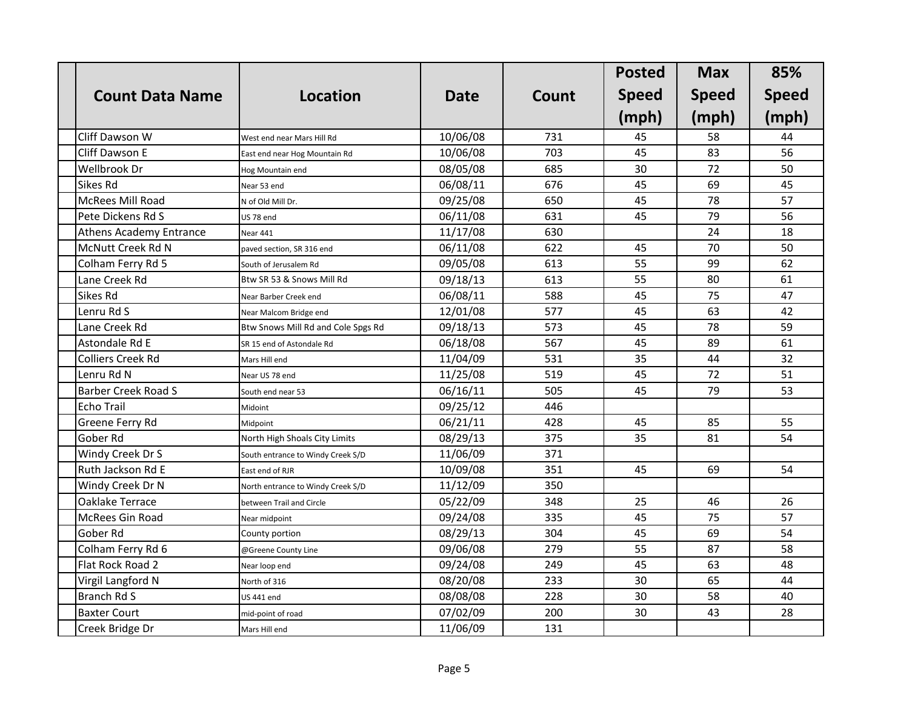| Count Data Name | Location | Date | Count | Posted Speed (mph) | Max Speed (mph) | 85% Speed (mph) |
|---|---|---|---|---|---|---|
| Cliff Dawson W | West end near Mars Hill Rd | 10/06/08 | 731 | 45 | 58 | 44 |
| Cliff Dawson E | East end near Hog Mountain Rd | 10/06/08 | 703 | 45 | 83 | 56 |
| Wellbrook Dr | Hog Mountain end | 08/05/08 | 685 | 30 | 72 | 50 |
| Sikes Rd | Near 53 end | 06/08/11 | 676 | 45 | 69 | 45 |
| McRees Mill Road | N of Old Mill Dr. | 09/25/08 | 650 | 45 | 78 | 57 |
| Pete Dickens Rd S | US 78 end | 06/11/08 | 631 | 45 | 79 | 56 |
| Athens Academy Entrance | Near 441 | 11/17/08 | 630 | | 24 | 18 |
| McNutt Creek Rd N | paved section, SR 316 end | 06/11/08 | 622 | 45 | 70 | 50 |
| Colham Ferry Rd 5 | South of Jerusalem Rd | 09/05/08 | 613 | 55 | 99 | 62 |
| Lane Creek Rd | Btw SR 53 & Snows Mill Rd | 09/18/13 | 613 | 55 | 80 | 61 |
| Sikes Rd | Near Barber Creek end | 06/08/11 | 588 | 45 | 75 | 47 |
| Lenru Rd S | Near Malcom Bridge end | 12/01/08 | 577 | 45 | 63 | 42 |
| Lane Creek Rd | Btw Snows Mill Rd and Cole Spgs Rd | 09/18/13 | 573 | 45 | 78 | 59 |
| Astondale Rd E | SR 15 end of Astondale Rd | 06/18/08 | 567 | 45 | 89 | 61 |
| Colliers Creek Rd | Mars Hill end | 11/04/09 | 531 | 35 | 44 | 32 |
| Lenru Rd N | Near US 78 end | 11/25/08 | 519 | 45 | 72 | 51 |
| Barber Creek Road S | South end near 53 | 06/16/11 | 505 | 45 | 79 | 53 |
| Echo Trail | Midoint | 09/25/12 | 446 | | | |
| Greene Ferry Rd | Midpoint | 06/21/11 | 428 | 45 | 85 | 55 |
| Gober Rd | North High Shoals City Limits | 08/29/13 | 375 | 35 | 81 | 54 |
| Windy Creek Dr S | South entrance to Windy Creek S/D | 11/06/09 | 371 | | | |
| Ruth Jackson Rd E | East end of RJR | 10/09/08 | 351 | 45 | 69 | 54 |
| Windy Creek Dr N | North entrance to Windy Creek S/D | 11/12/09 | 350 | | | |
| Oaklake Terrace | between Trail and Circle | 05/22/09 | 348 | 25 | 46 | 26 |
| McRees Gin Road | Near midpoint | 09/24/08 | 335 | 45 | 75 | 57 |
| Gober Rd | County portion | 08/29/13 | 304 | 45 | 69 | 54 |
| Colham Ferry Rd 6 | @Greene County Line | 09/06/08 | 279 | 55 | 87 | 58 |
| Flat Rock Road 2 | Near loop end | 09/24/08 | 249 | 45 | 63 | 48 |
| Virgil Langford N | North of 316 | 08/20/08 | 233 | 30 | 65 | 44 |
| Branch Rd S | US 441 end | 08/08/08 | 228 | 30 | 58 | 40 |
| Baxter Court | mid-point of road | 07/02/09 | 200 | 30 | 43 | 28 |
| Creek Bridge Dr | Mars Hill end | 11/06/09 | 131 | | | |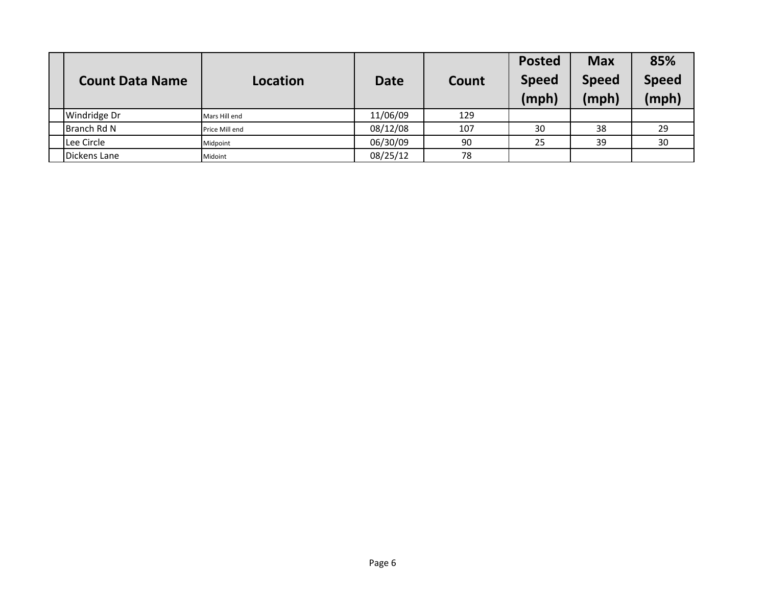| | Count Data Name | Location | Date | Count | Posted Speed (mph) | Max Speed (mph) | 85% Speed (mph) |
|---|---|---|---|---|---|---|---|
| | Windridge Dr | Mars Hill end | 11/06/09 | 129 | | | |
| | Branch Rd N | Price Mill end | 08/12/08 | 107 | 30 | 38 | 29 |
| | Lee Circle | Midpoint | 06/30/09 | 90 | 25 | 39 | 30 |
| | Dickens Lane | Midoint | 08/25/12 | 78 | | | |